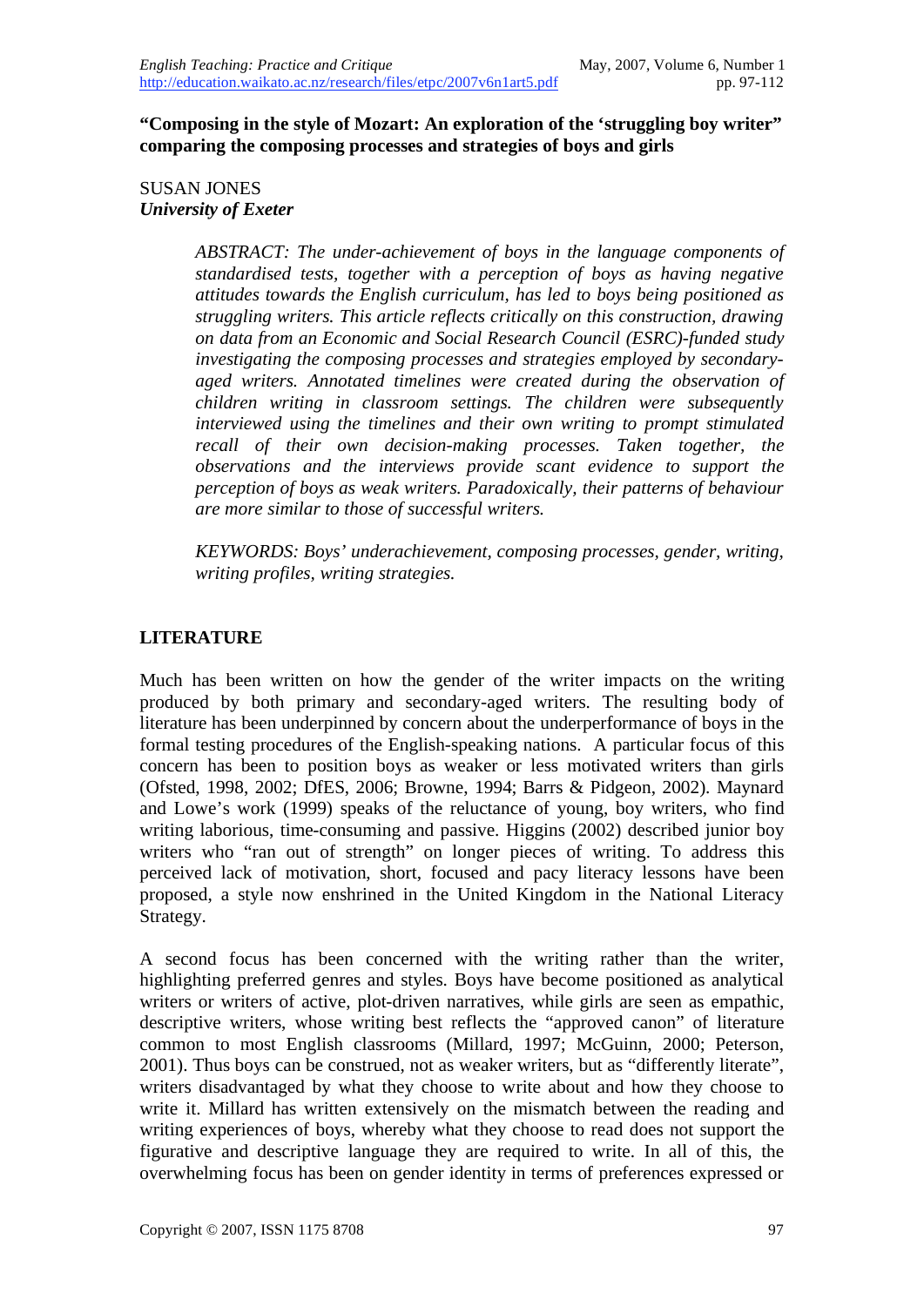**"Composing in the style of Mozart: An exploration of the 'struggling boy writer" comparing the composing processes and strategies of boys and girls**

SUSAN JONES
***University of Exeter***

> *ABSTRACT: The under-achievement of boys in the language components of standardised tests, together with a perception of boys as having negative attitudes towards the English curriculum, has led to boys being positioned as struggling writers. This article reflects critically on this construction, drawing on data from an Economic and Social Research Council (ESRC)-funded study investigating the composing processes and strategies employed by secondary-aged writers. Annotated timelines were created during the observation of children writing in classroom settings. The children were subsequently interviewed using the timelines and their own writing to prompt stimulated recall of their own decision-making processes. Taken together, the observations and the interviews provide scant evidence to support the perception of boys as weak writers. Paradoxically, their patterns of behaviour are more similar to those of successful writers.*
>
> *KEYWORDS: Boys' underachievement, composing processes, gender, writing, writing profiles, writing strategies.*

## LITERATURE

Much has been written on how the gender of the writer impacts on the writing produced by both primary and secondary-aged writers. The resulting body of literature has been underpinned by concern about the underperformance of boys in the formal testing procedures of the English-speaking nations. A particular focus of this concern has been to position boys as weaker or less motivated writers than girls (Ofsted, 1998, 2002; DfES, 2006; Browne, 1994; Barrs & Pidgeon, 2002). Maynard and Lowe's work (1999) speaks of the reluctance of young, boy writers, who find writing laborious, time-consuming and passive. Higgins (2002) described junior boy writers who "ran out of strength" on longer pieces of writing. To address this perceived lack of motivation, short, focused and pacy literacy lessons have been proposed, a style now enshrined in the United Kingdom in the National Literacy Strategy.

A second focus has been concerned with the writing rather than the writer, highlighting preferred genres and styles. Boys have become positioned as analytical writers or writers of active, plot-driven narratives, while girls are seen as empathic, descriptive writers, whose writing best reflects the "approved canon" of literature common to most English classrooms (Millard, 1997; McGuinn, 2000; Peterson, 2001). Thus boys can be construed, not as weaker writers, but as "differently literate", writers disadvantaged by what they choose to write about and how they choose to write it. Millard has written extensively on the mismatch between the reading and writing experiences of boys, whereby what they choose to read does not support the figurative and descriptive language they are required to write. In all of this, the overwhelming focus has been on gender identity in terms of preferences expressed or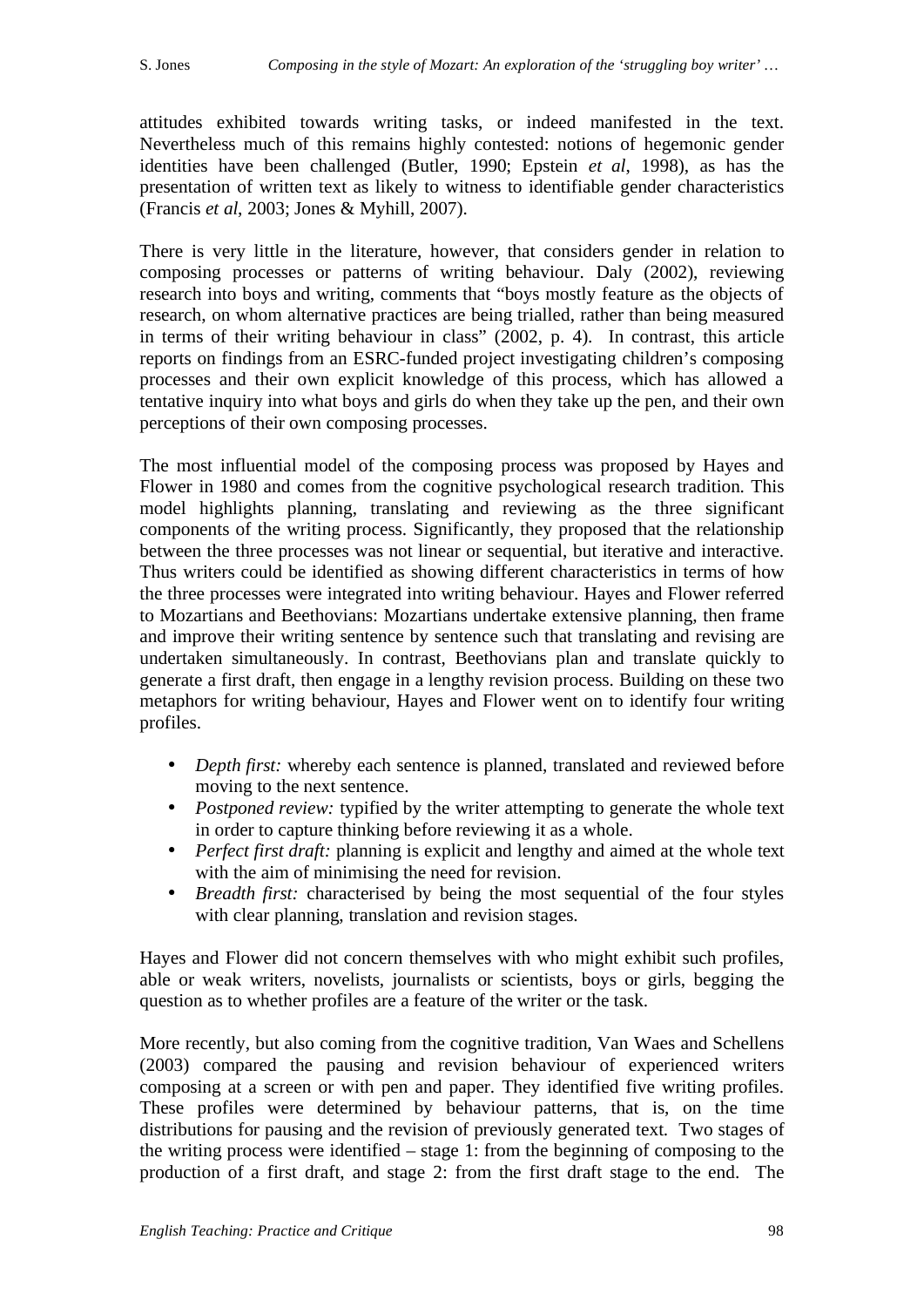attitudes exhibited towards writing tasks, or indeed manifested in the text. Nevertheless much of this remains highly contested: notions of hegemonic gender identities have been challenged (Butler, 1990; Epstein *et al*, 1998), as has the presentation of written text as likely to witness to identifiable gender characteristics (Francis *et al*, 2003; Jones & Myhill, 2007).

There is very little in the literature, however, that considers gender in relation to composing processes or patterns of writing behaviour. Daly (2002), reviewing research into boys and writing, comments that "boys mostly feature as the objects of research, on whom alternative practices are being trialled, rather than being measured in terms of their writing behaviour in class" (2002, p. 4). In contrast, this article reports on findings from an ESRC-funded project investigating children's composing processes and their own explicit knowledge of this process, which has allowed a tentative inquiry into what boys and girls do when they take up the pen, and their own perceptions of their own composing processes.

The most influential model of the composing process was proposed by Hayes and Flower in 1980 and comes from the cognitive psychological research tradition. This model highlights planning, translating and reviewing as the three significant components of the writing process. Significantly, they proposed that the relationship between the three processes was not linear or sequential, but iterative and interactive. Thus writers could be identified as showing different characteristics in terms of how the three processes were integrated into writing behaviour. Hayes and Flower referred to Mozartians and Beethovians: Mozartians undertake extensive planning, then frame and improve their writing sentence by sentence such that translating and revising are undertaken simultaneously. In contrast, Beethovians plan and translate quickly to generate a first draft, then engage in a lengthy revision process. Building on these two metaphors for writing behaviour, Hayes and Flower went on to identify four writing profiles.

- *Depth first:* whereby each sentence is planned, translated and reviewed before moving to the next sentence.
- *Postponed review:* typified by the writer attempting to generate the whole text in order to capture thinking before reviewing it as a whole.
- *Perfect first draft:* planning is explicit and lengthy and aimed at the whole text with the aim of minimising the need for revision.
- *Breadth first:* characterised by being the most sequential of the four styles with clear planning, translation and revision stages.

Hayes and Flower did not concern themselves with who might exhibit such profiles, able or weak writers, novelists, journalists or scientists, boys or girls, begging the question as to whether profiles are a feature of the writer or the task.

More recently, but also coming from the cognitive tradition, Van Waes and Schellens (2003) compared the pausing and revision behaviour of experienced writers composing at a screen or with pen and paper. They identified five writing profiles. These profiles were determined by behaviour patterns, that is, on the time distributions for pausing and the revision of previously generated text. Two stages of the writing process were identified – stage 1: from the beginning of composing to the production of a first draft, and stage 2: from the first draft stage to the end. The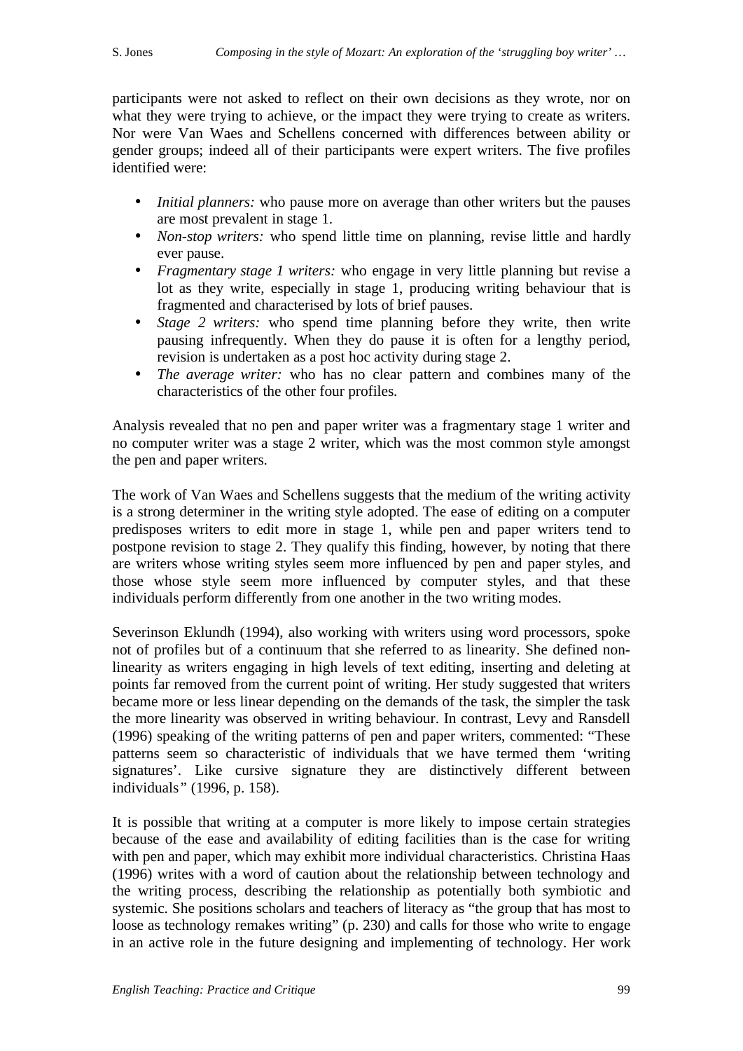participants were not asked to reflect on their own decisions as they wrote, nor on what they were trying to achieve, or the impact they were trying to create as writers. Nor were Van Waes and Schellens concerned with differences between ability or gender groups; indeed all of their participants were expert writers. The five profiles identified were:

- *Initial planners:* who pause more on average than other writers but the pauses are most prevalent in stage 1.
- *Non-stop writers:* who spend little time on planning, revise little and hardly ever pause.
- *Fragmentary stage 1 writers:* who engage in very little planning but revise a lot as they write, especially in stage 1, producing writing behaviour that is fragmented and characterised by lots of brief pauses.
- *Stage 2 writers:* who spend time planning before they write, then write pausing infrequently. When they do pause it is often for a lengthy period, revision is undertaken as a post hoc activity during stage 2.
- *The average writer:* who has no clear pattern and combines many of the characteristics of the other four profiles.

Analysis revealed that no pen and paper writer was a fragmentary stage 1 writer and no computer writer was a stage 2 writer, which was the most common style amongst the pen and paper writers.

The work of Van Waes and Schellens suggests that the medium of the writing activity is a strong determiner in the writing style adopted. The ease of editing on a computer predisposes writers to edit more in stage 1, while pen and paper writers tend to postpone revision to stage 2. They qualify this finding, however, by noting that there are writers whose writing styles seem more influenced by pen and paper styles, and those whose style seem more influenced by computer styles, and that these individuals perform differently from one another in the two writing modes.

Severinson Eklundh (1994), also working with writers using word processors, spoke not of profiles but of a continuum that she referred to as linearity. She defined non-linearity as writers engaging in high levels of text editing, inserting and deleting at points far removed from the current point of writing. Her study suggested that writers became more or less linear depending on the demands of the task, the simpler the task the more linearity was observed in writing behaviour. In contrast, Levy and Ransdell (1996) speaking of the writing patterns of pen and paper writers, commented: "These patterns seem so characteristic of individuals that we have termed them 'writing signatures'. Like cursive signature they are distinctively different between individuals" (1996, p. 158).

It is possible that writing at a computer is more likely to impose certain strategies because of the ease and availability of editing facilities than is the case for writing with pen and paper, which may exhibit more individual characteristics. Christina Haas (1996) writes with a word of caution about the relationship between technology and the writing process, describing the relationship as potentially both symbiotic and systemic. She positions scholars and teachers of literacy as "the group that has most to loose as technology remakes writing" (p. 230) and calls for those who write to engage in an active role in the future designing and implementing of technology. Her work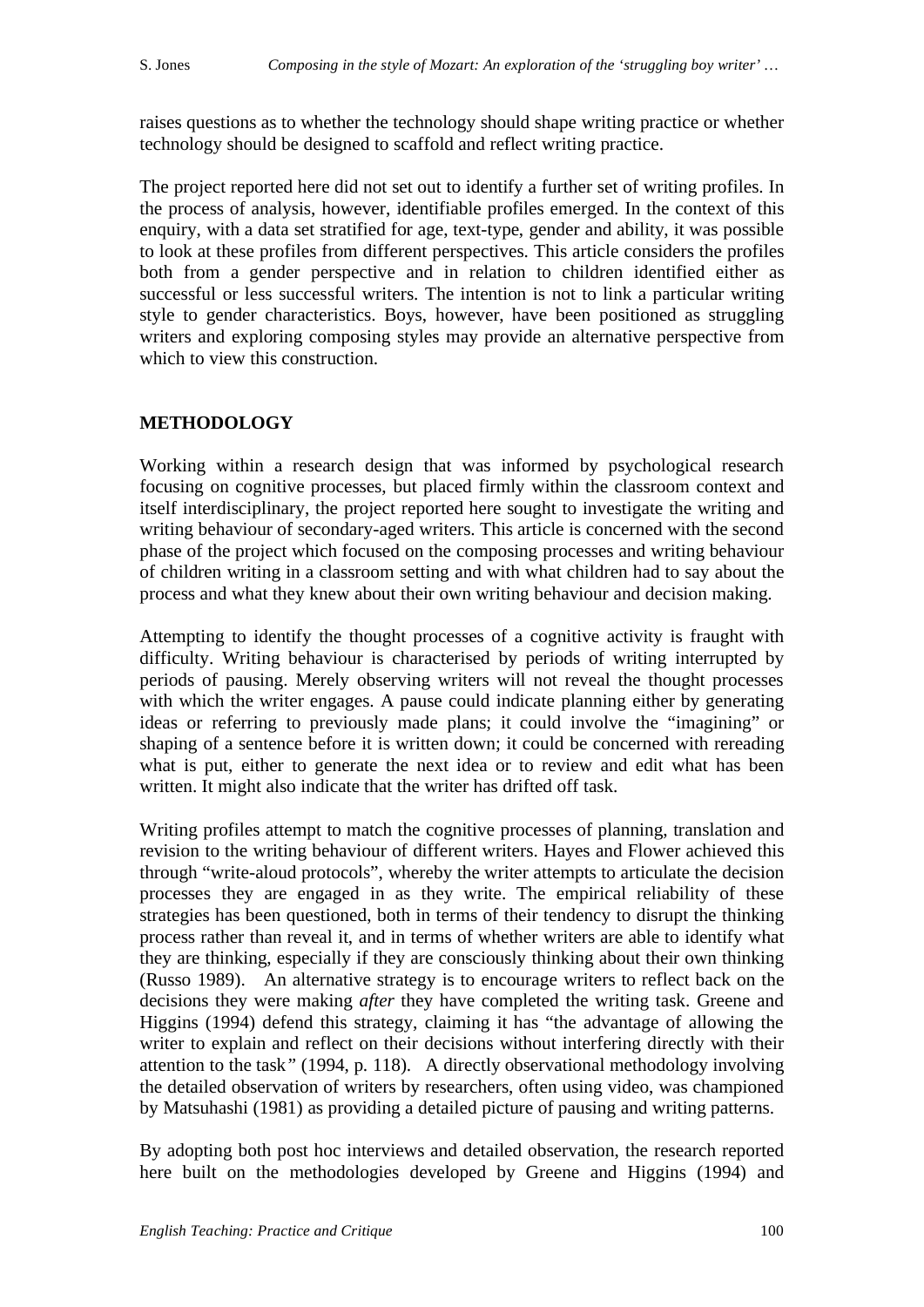raises questions as to whether the technology should shape writing practice or whether technology should be designed to scaffold and reflect writing practice.

The project reported here did not set out to identify a further set of writing profiles. In the process of analysis, however, identifiable profiles emerged. In the context of this enquiry, with a data set stratified for age, text-type, gender and ability, it was possible to look at these profiles from different perspectives. This article considers the profiles both from a gender perspective and in relation to children identified either as successful or less successful writers. The intention is not to link a particular writing style to gender characteristics. Boys, however, have been positioned as struggling writers and exploring composing styles may provide an alternative perspective from which to view this construction.

## METHODOLOGY

Working within a research design that was informed by psychological research focusing on cognitive processes, but placed firmly within the classroom context and itself interdisciplinary, the project reported here sought to investigate the writing and writing behaviour of secondary-aged writers. This article is concerned with the second phase of the project which focused on the composing processes and writing behaviour of children writing in a classroom setting and with what children had to say about the process and what they knew about their own writing behaviour and decision making.

Attempting to identify the thought processes of a cognitive activity is fraught with difficulty. Writing behaviour is characterised by periods of writing interrupted by periods of pausing. Merely observing writers will not reveal the thought processes with which the writer engages. A pause could indicate planning either by generating ideas or referring to previously made plans; it could involve the "imagining" or shaping of a sentence before it is written down; it could be concerned with rereading what is put, either to generate the next idea or to review and edit what has been written. It might also indicate that the writer has drifted off task.

Writing profiles attempt to match the cognitive processes of planning, translation and revision to the writing behaviour of different writers. Hayes and Flower achieved this through "write-aloud protocols", whereby the writer attempts to articulate the decision processes they are engaged in as they write. The empirical reliability of these strategies has been questioned, both in terms of their tendency to disrupt the thinking process rather than reveal it, and in terms of whether writers are able to identify what they are thinking, especially if they are consciously thinking about their own thinking (Russo 1989). An alternative strategy is to encourage writers to reflect back on the decisions they were making *after* they have completed the writing task. Greene and Higgins (1994) defend this strategy, claiming it has "the advantage of allowing the writer to explain and reflect on their decisions without interfering directly with their attention to the task" (1994, p. 118). A directly observational methodology involving the detailed observation of writers by researchers, often using video, was championed by Matsuhashi (1981) as providing a detailed picture of pausing and writing patterns.

By adopting both post hoc interviews and detailed observation, the research reported here built on the methodologies developed by Greene and Higgins (1994) and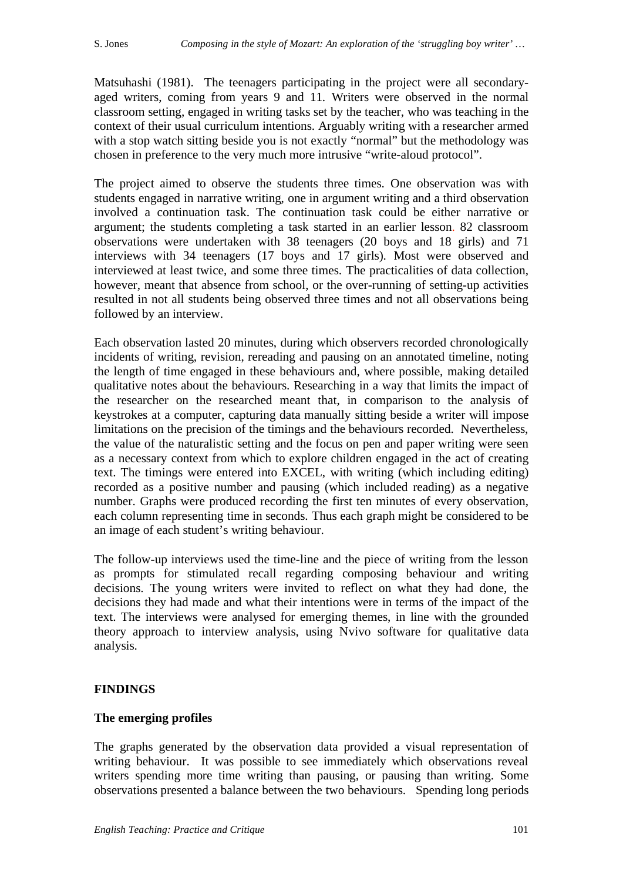Matsuhashi (1981). The teenagers participating in the project were all secondary-aged writers, coming from years 9 and 11. Writers were observed in the normal classroom setting, engaged in writing tasks set by the teacher, who was teaching in the context of their usual curriculum intentions. Arguably writing with a researcher armed with a stop watch sitting beside you is not exactly "normal" but the methodology was chosen in preference to the very much more intrusive "write-aloud protocol".

The project aimed to observe the students three times. One observation was with students engaged in narrative writing, one in argument writing and a third observation involved a continuation task. The continuation task could be either narrative or argument; the students completing a task started in an earlier lesson. 82 classroom observations were undertaken with 38 teenagers (20 boys and 18 girls) and 71 interviews with 34 teenagers (17 boys and 17 girls). Most were observed and interviewed at least twice, and some three times. The practicalities of data collection, however, meant that absence from school, or the over-running of setting-up activities resulted in not all students being observed three times and not all observations being followed by an interview.

Each observation lasted 20 minutes, during which observers recorded chronologically incidents of writing, revision, rereading and pausing on an annotated timeline, noting the length of time engaged in these behaviours and, where possible, making detailed qualitative notes about the behaviours. Researching in a way that limits the impact of the researcher on the researched meant that, in comparison to the analysis of keystrokes at a computer, capturing data manually sitting beside a writer will impose limitations on the precision of the timings and the behaviours recorded. Nevertheless, the value of the naturalistic setting and the focus on pen and paper writing were seen as a necessary context from which to explore children engaged in the act of creating text. The timings were entered into EXCEL, with writing (which including editing) recorded as a positive number and pausing (which included reading) as a negative number. Graphs were produced recording the first ten minutes of every observation, each column representing time in seconds. Thus each graph might be considered to be an image of each student's writing behaviour.

The follow-up interviews used the time-line and the piece of writing from the lesson as prompts for stimulated recall regarding composing behaviour and writing decisions. The young writers were invited to reflect on what they had done, the decisions they had made and what their intentions were in terms of the impact of the text. The interviews were analysed for emerging themes, in line with the grounded theory approach to interview analysis, using Nvivo software for qualitative data analysis.

## FINDINGS

### The emerging profiles

The graphs generated by the observation data provided a visual representation of writing behaviour. It was possible to see immediately which observations reveal writers spending more time writing than pausing, or pausing than writing. Some observations presented a balance between the two behaviours. Spending long periods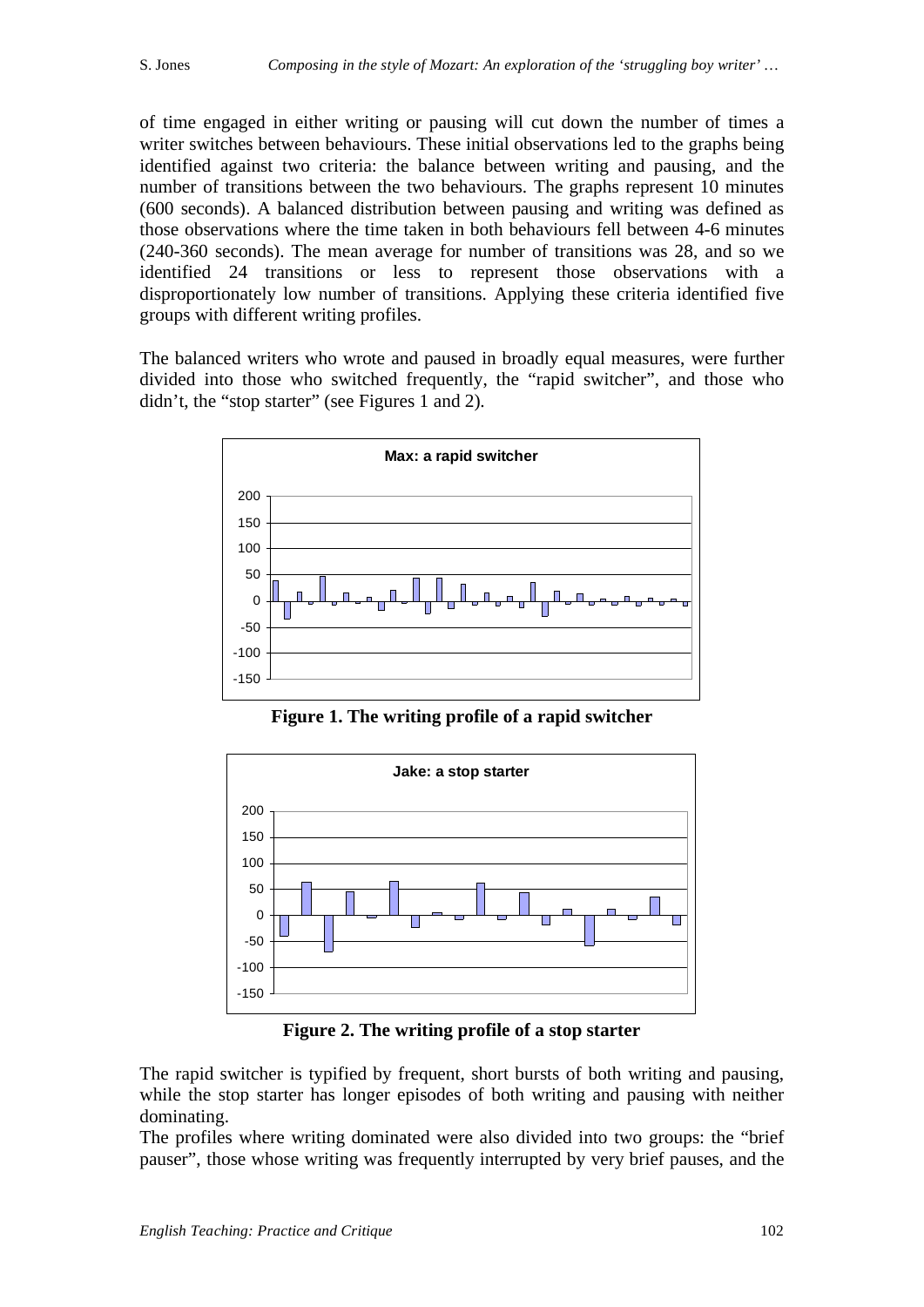of time engaged in either writing or pausing will cut down the number of times a writer switches between behaviours. These initial observations led to the graphs being identified against two criteria: the balance between writing and pausing, and the number of transitions between the two behaviours. The graphs represent 10 minutes (600 seconds). A balanced distribution between pausing and writing was defined as those observations where the time taken in both behaviours fell between 4-6 minutes (240-360 seconds). The mean average for number of transitions was 28, and so we identified 24 transitions or less to represent those observations with a disproportionately low number of transitions. Applying these criteria identified five groups with different writing profiles.

The balanced writers who wrote and paused in broadly equal measures, were further divided into those who switched frequently, the "rapid switcher", and those who didn't, the "stop starter" (see Figures 1 and 2).

Max: a rapid switcher

200
150
100
50
0
-50
-100
-150

**Figure 1. The writing profile of a rapid switcher**

Jake: a stop starter

200
150
100
50
0
-50
-100
-150

**Figure 2. The writing profile of a stop starter**

The rapid switcher is typified by frequent, short bursts of both writing and pausing, while the stop starter has longer episodes of both writing and pausing with neither dominating.

The profiles where writing dominated were also divided into two groups: the "brief pauser", those whose writing was frequently interrupted by very brief pauses, and the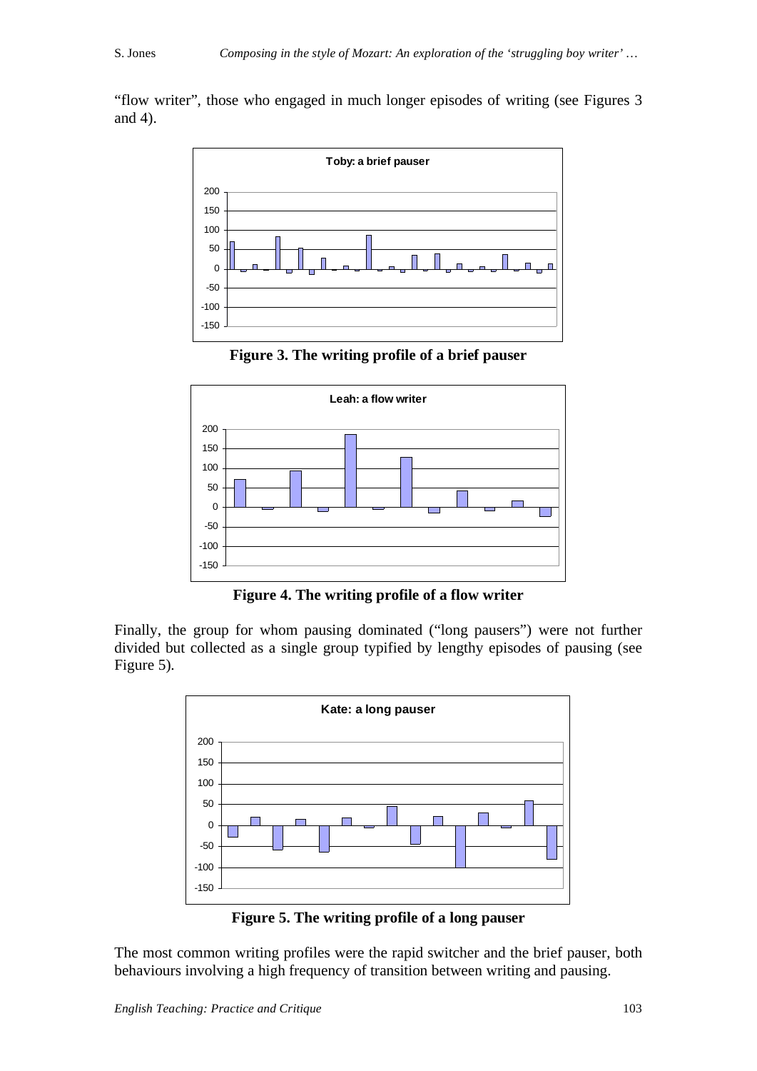"flow writer", those who engaged in much longer episodes of writing (see Figures 3 and 4).

Toby: a brief pauser

200
150
100
50
0
-50
-100
-150

**Figure 3. The writing profile of a brief pauser**

Leah: a flow writer

200
150
100
50
0
-50
-100
-150

**Figure 4. The writing profile of a flow writer**

Finally, the group for whom pausing dominated ("long pausers") were not further divided but collected as a single group typified by lengthy episodes of pausing (see Figure 5).

Kate: a long pauser

200
150
100
50
0
-50
-100
-150

**Figure 5. The writing profile of a long pauser**

The most common writing profiles were the rapid switcher and the brief pauser, both behaviours involving a high frequency of transition between writing and pausing.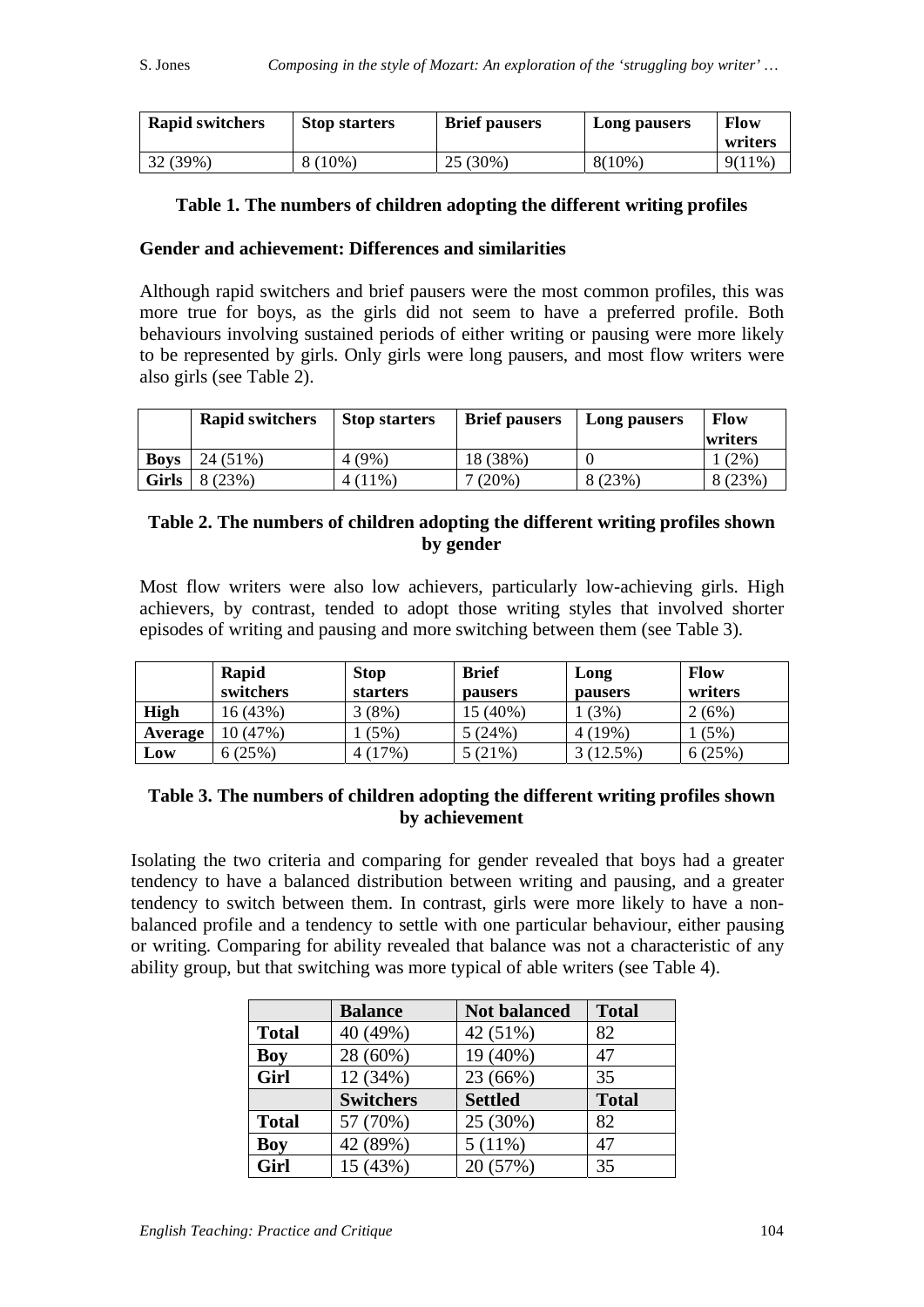| Rapid switchers | Stop starters | Brief pausers | Long pausers | Flow writers |
|---|---|---|---|---|
| 32 (39%) | 8 (10%) | 25 (30%) | 8(10%) | 9(11%) |

**Table 1. The numbers of children adopting the different writing profiles**

### Gender and achievement: Differences and similarities

Although rapid switchers and brief pausers were the most common profiles, this was more true for boys, as the girls did not seem to have a preferred profile. Both behaviours involving sustained periods of either writing or pausing were more likely to be represented by girls. Only girls were long pausers, and most flow writers were also girls (see Table 2).

| | Rapid switchers | Stop starters | Brief pausers | Long pausers | Flow writers |
|---|---|---|---|---|---|
| **Boys** | 24 (51%) | 4 (9%) | 18 (38%) | 0 | 1 (2%) |
| **Girls** | 8 (23%) | 4 (11%) | 7 (20%) | 8 (23%) | 8 (23%) |

**Table 2. The numbers of children adopting the different writing profiles shown by gender**

Most flow writers were also low achievers, particularly low-achieving girls. High achievers, by contrast, tended to adopt those writing styles that involved shorter episodes of writing and pausing and more switching between them (see Table 3).

| | Rapid switchers | Stop starters | Brief pausers | Long pausers | Flow writers |
|---|---|---|---|---|---|
| **High** | 16 (43%) | 3 (8%) | 15 (40%) | 1 (3%) | 2 (6%) |
| **Average** | 10 (47%) | 1 (5%) | 5 (24%) | 4 (19%) | 1 (5%) |
| **Low** | 6 (25%) | 4 (17%) | 5 (21%) | 3 (12.5%) | 6 (25%) |

**Table 3. The numbers of children adopting the different writing profiles shown by achievement**

Isolating the two criteria and comparing for gender revealed that boys had a greater tendency to have a balanced distribution between writing and pausing, and a greater tendency to switch between them. In contrast, girls were more likely to have a non-balanced profile and a tendency to settle with one particular behaviour, either pausing or writing. Comparing for ability revealed that balance was not a characteristic of any ability group, but that switching was more typical of able writers (see Table 4).

| | Balance | Not balanced | Total |
|---|---|---|---|
| **Total** | 40 (49%) | 42 (51%) | 82 |
| **Boy** | 28 (60%) | 19 (40%) | 47 |
| **Girl** | 12 (34%) | 23 (66%) | 35 |
| | **Switchers** | **Settled** | **Total** |
| **Total** | 57 (70%) | 25 (30%) | 82 |
| **Boy** | 42 (89%) | 5 (11%) | 47 |
| **Girl** | 15 (43%) | 20 (57%) | 35 |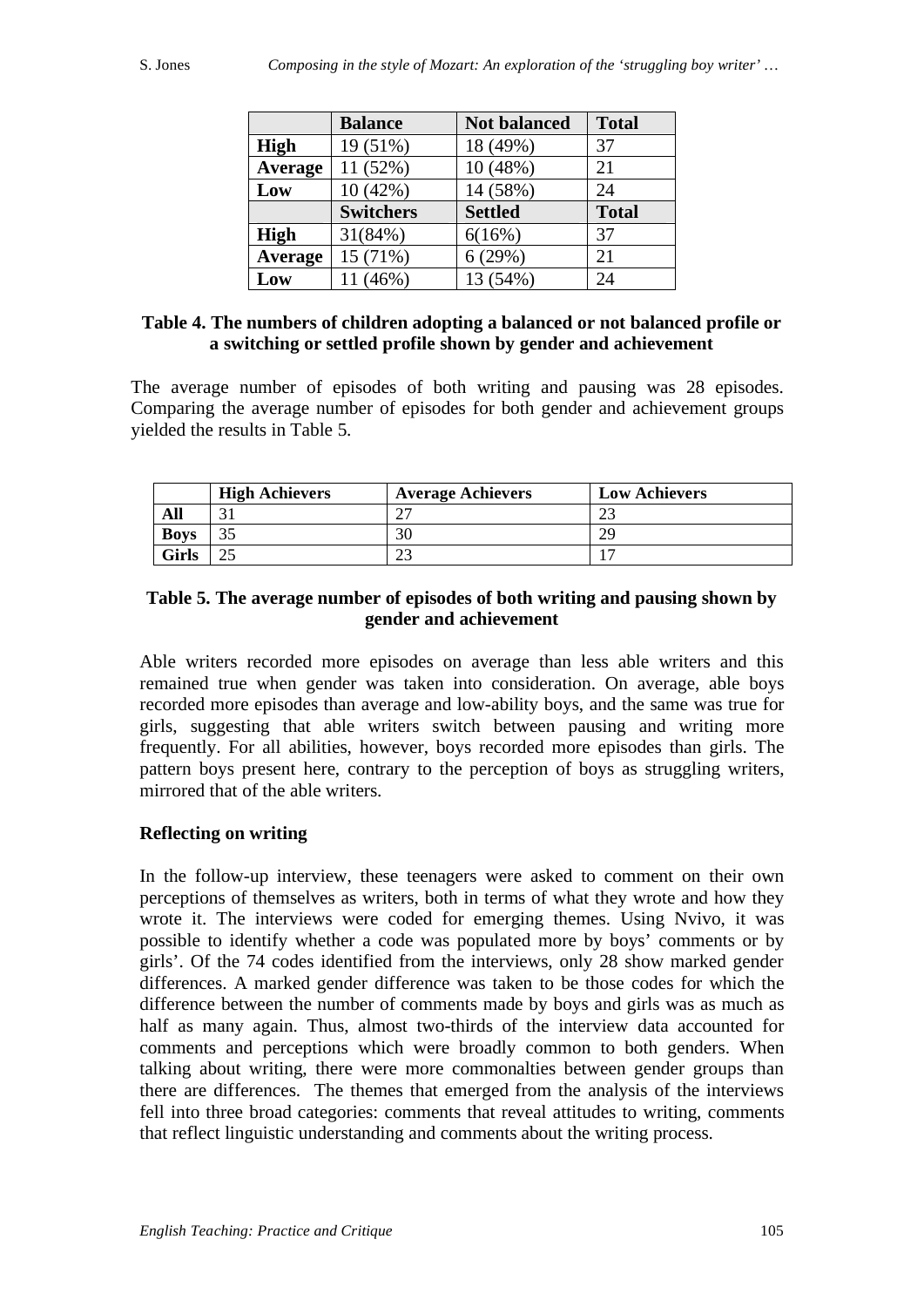| | Balance | Not balanced | Total |
|---|---|---|---|
| **High** | 19 (51%) | 18 (49%) | 37 |
| **Average** | 11 (52%) | 10 (48%) | 21 |
| **Low** | 10 (42%) | 14 (58%) | 24 |
| | **Switchers** | **Settled** | **Total** |
| **High** | 31(84%) | 6(16%) | 37 |
| **Average** | 15 (71%) | 6 (29%) | 21 |
| **Low** | 11 (46%) | 13 (54%) | 24 |

**Table 4. The numbers of children adopting a balanced or not balanced profile or a switching or settled profile shown by gender and achievement**

The average number of episodes of both writing and pausing was 28 episodes. Comparing the average number of episodes for both gender and achievement groups yielded the results in Table 5.

| | High Achievers | Average Achievers | Low Achievers |
|---|---|---|---|
| **All** | 31 | 27 | 23 |
| **Boys** | 35 | 30 | 29 |
| **Girls** | 25 | 23 | 17 |

**Table 5. The average number of episodes of both writing and pausing shown by gender and achievement**

Able writers recorded more episodes on average than less able writers and this remained true when gender was taken into consideration. On average, able boys recorded more episodes than average and low-ability boys, and the same was true for girls, suggesting that able writers switch between pausing and writing more frequently. For all abilities, however, boys recorded more episodes than girls. The pattern boys present here, contrary to the perception of boys as struggling writers, mirrored that of the able writers.

### Reflecting on writing

In the follow-up interview, these teenagers were asked to comment on their own perceptions of themselves as writers, both in terms of what they wrote and how they wrote it. The interviews were coded for emerging themes. Using Nvivo, it was possible to identify whether a code was populated more by boys' comments or by girls'. Of the 74 codes identified from the interviews, only 28 show marked gender differences. A marked gender difference was taken to be those codes for which the difference between the number of comments made by boys and girls was as much as half as many again. Thus, almost two-thirds of the interview data accounted for comments and perceptions which were broadly common to both genders. When talking about writing, there were more commonalties between gender groups than there are differences. The themes that emerged from the analysis of the interviews fell into three broad categories: comments that reveal attitudes to writing, comments that reflect linguistic understanding and comments about the writing process.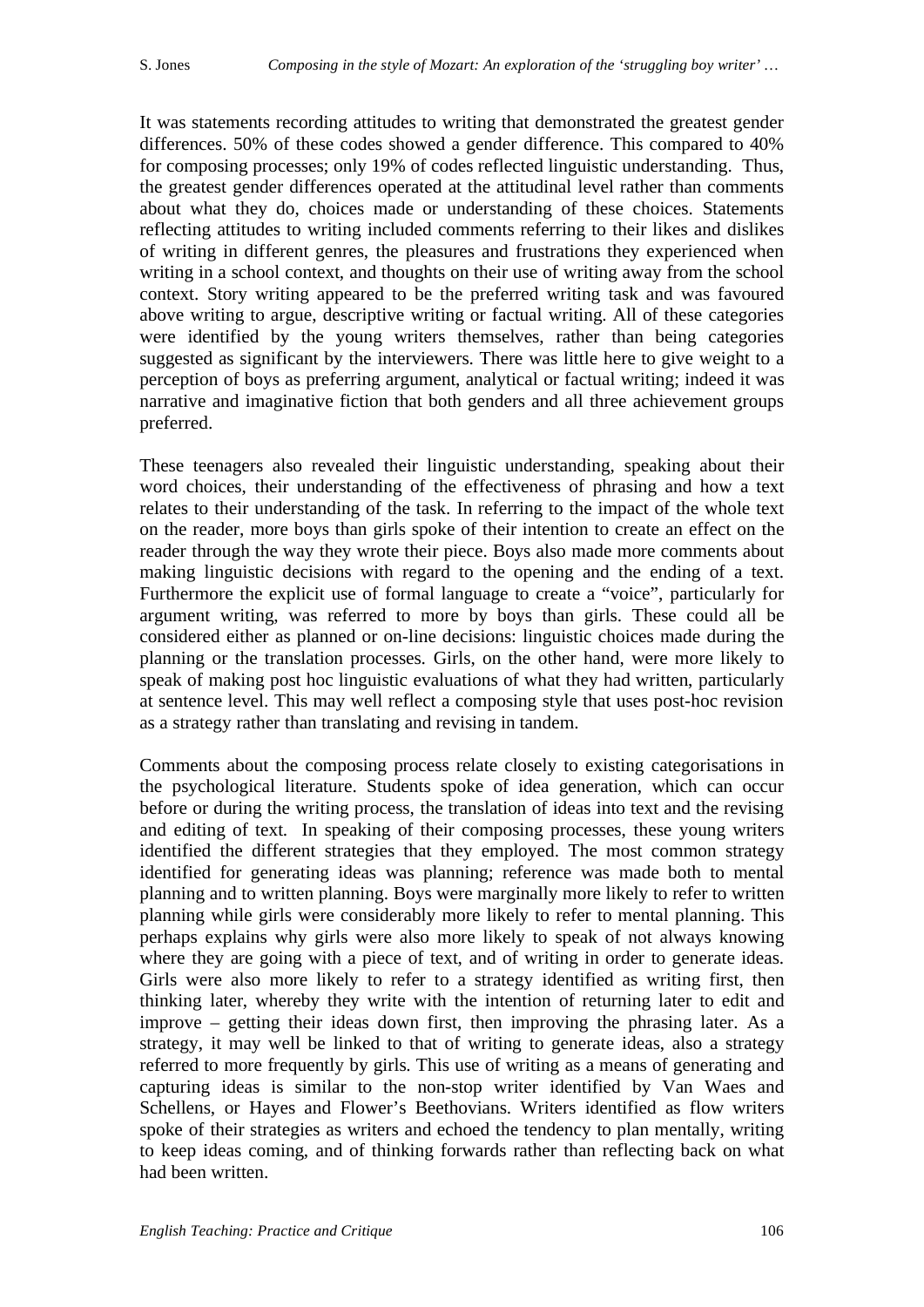It was statements recording attitudes to writing that demonstrated the greatest gender differences. 50% of these codes showed a gender difference. This compared to 40% for composing processes; only 19% of codes reflected linguistic understanding. Thus, the greatest gender differences operated at the attitudinal level rather than comments about what they do, choices made or understanding of these choices. Statements reflecting attitudes to writing included comments referring to their likes and dislikes of writing in different genres, the pleasures and frustrations they experienced when writing in a school context, and thoughts on their use of writing away from the school context. Story writing appeared to be the preferred writing task and was favoured above writing to argue, descriptive writing or factual writing. All of these categories were identified by the young writers themselves, rather than being categories suggested as significant by the interviewers. There was little here to give weight to a perception of boys as preferring argument, analytical or factual writing; indeed it was narrative and imaginative fiction that both genders and all three achievement groups preferred.

These teenagers also revealed their linguistic understanding, speaking about their word choices, their understanding of the effectiveness of phrasing and how a text relates to their understanding of the task. In referring to the impact of the whole text on the reader, more boys than girls spoke of their intention to create an effect on the reader through the way they wrote their piece. Boys also made more comments about making linguistic decisions with regard to the opening and the ending of a text. Furthermore the explicit use of formal language to create a "voice", particularly for argument writing, was referred to more by boys than girls. These could all be considered either as planned or on-line decisions: linguistic choices made during the planning or the translation processes. Girls, on the other hand, were more likely to speak of making post hoc linguistic evaluations of what they had written, particularly at sentence level. This may well reflect a composing style that uses post-hoc revision as a strategy rather than translating and revising in tandem.

Comments about the composing process relate closely to existing categorisations in the psychological literature. Students spoke of idea generation, which can occur before or during the writing process, the translation of ideas into text and the revising and editing of text. In speaking of their composing processes, these young writers identified the different strategies that they employed. The most common strategy identified for generating ideas was planning; reference was made both to mental planning and to written planning. Boys were marginally more likely to refer to written planning while girls were considerably more likely to refer to mental planning. This perhaps explains why girls were also more likely to speak of not always knowing where they are going with a piece of text, and of writing in order to generate ideas. Girls were also more likely to refer to a strategy identified as writing first, then thinking later, whereby they write with the intention of returning later to edit and improve – getting their ideas down first, then improving the phrasing later. As a strategy, it may well be linked to that of writing to generate ideas, also a strategy referred to more frequently by girls. This use of writing as a means of generating and capturing ideas is similar to the non-stop writer identified by Van Waes and Schellens, or Hayes and Flower's Beethovians. Writers identified as flow writers spoke of their strategies as writers and echoed the tendency to plan mentally, writing to keep ideas coming, and of thinking forwards rather than reflecting back on what had been written.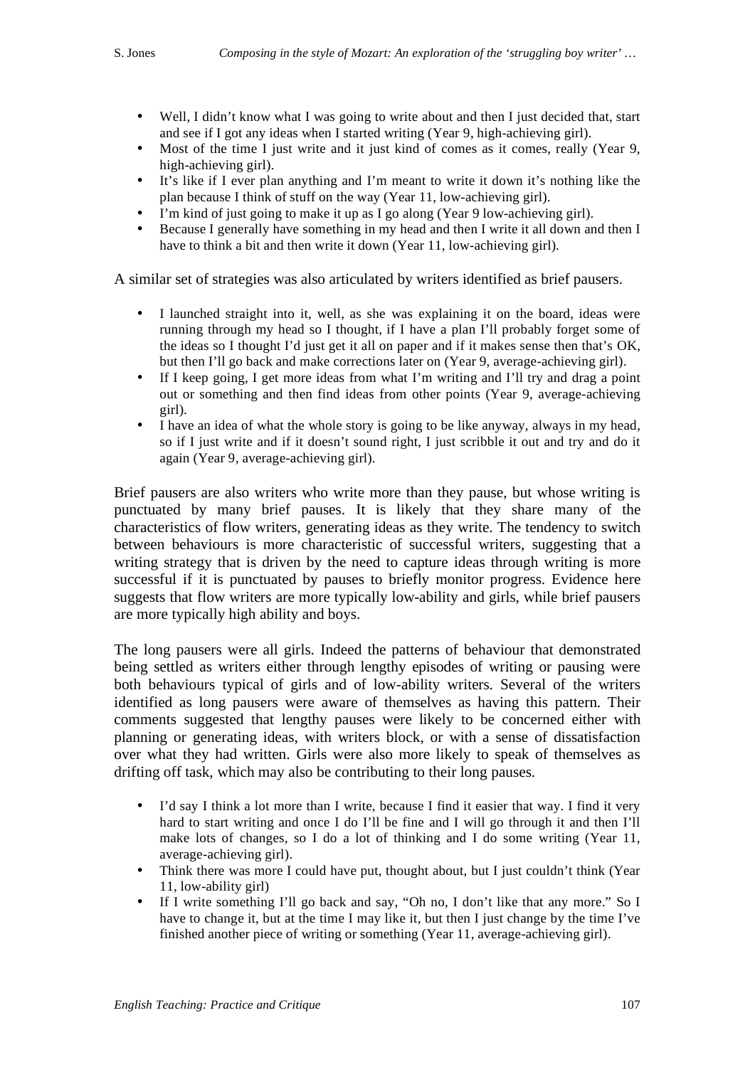- Well, I didn't know what I was going to write about and then I just decided that, start and see if I got any ideas when I started writing (Year 9, high-achieving girl).
- Most of the time I just write and it just kind of comes as it comes, really (Year 9, high-achieving girl).
- It's like if I ever plan anything and I'm meant to write it down it's nothing like the plan because I think of stuff on the way (Year 11, low-achieving girl).
- I'm kind of just going to make it up as I go along (Year 9 low-achieving girl).
- Because I generally have something in my head and then I write it all down and then I have to think a bit and then write it down (Year 11, low-achieving girl).

A similar set of strategies was also articulated by writers identified as brief pausers.

- I launched straight into it, well, as she was explaining it on the board, ideas were running through my head so I thought, if I have a plan I'll probably forget some of the ideas so I thought I'd just get it all on paper and if it makes sense then that's OK, but then I'll go back and make corrections later on (Year 9, average-achieving girl).
- If I keep going, I get more ideas from what I'm writing and I'll try and drag a point out or something and then find ideas from other points (Year 9, average-achieving girl).
- I have an idea of what the whole story is going to be like anyway, always in my head, so if I just write and if it doesn't sound right, I just scribble it out and try and do it again (Year 9, average-achieving girl).

Brief pausers are also writers who write more than they pause, but whose writing is punctuated by many brief pauses. It is likely that they share many of the characteristics of flow writers, generating ideas as they write. The tendency to switch between behaviours is more characteristic of successful writers, suggesting that a writing strategy that is driven by the need to capture ideas through writing is more successful if it is punctuated by pauses to briefly monitor progress. Evidence here suggests that flow writers are more typically low-ability and girls, while brief pausers are more typically high ability and boys.

The long pausers were all girls. Indeed the patterns of behaviour that demonstrated being settled as writers either through lengthy episodes of writing or pausing were both behaviours typical of girls and of low-ability writers. Several of the writers identified as long pausers were aware of themselves as having this pattern. Their comments suggested that lengthy pauses were likely to be concerned either with planning or generating ideas, with writers block, or with a sense of dissatisfaction over what they had written. Girls were also more likely to speak of themselves as drifting off task, which may also be contributing to their long pauses.

- I'd say I think a lot more than I write, because I find it easier that way. I find it very hard to start writing and once I do I'll be fine and I will go through it and then I'll make lots of changes, so I do a lot of thinking and I do some writing (Year 11, average-achieving girl).
- Think there was more I could have put, thought about, but I just couldn't think (Year 11, low-ability girl)
- If I write something I'll go back and say, "Oh no, I don't like that any more." So I have to change it, but at the time I may like it, but then I just change by the time I've finished another piece of writing or something (Year 11, average-achieving girl).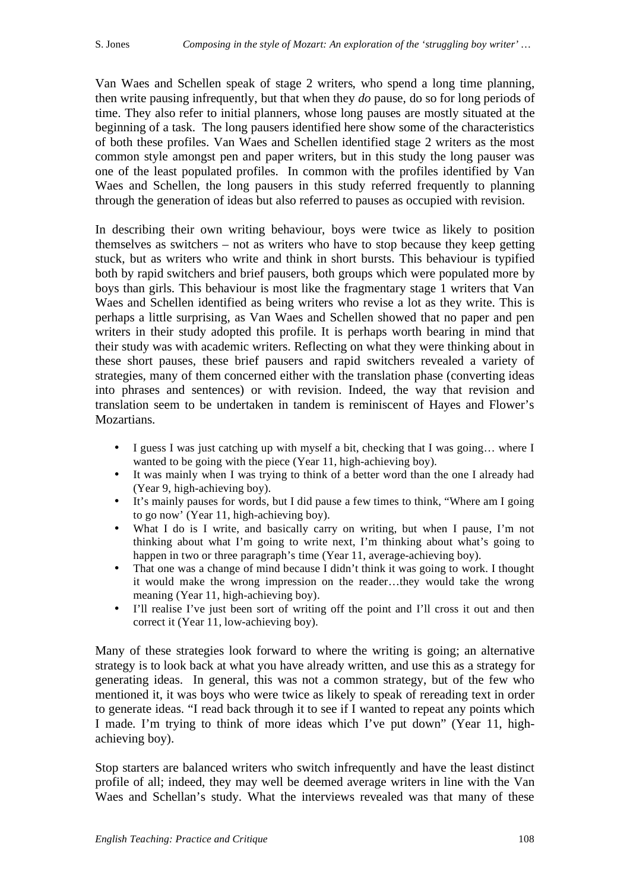Van Waes and Schellen speak of stage 2 writers, who spend a long time planning, then write pausing infrequently, but that when they *do* pause, do so for long periods of time. They also refer to initial planners, whose long pauses are mostly situated at the beginning of a task. The long pausers identified here show some of the characteristics of both these profiles. Van Waes and Schellen identified stage 2 writers as the most common style amongst pen and paper writers, but in this study the long pauser was one of the least populated profiles. In common with the profiles identified by Van Waes and Schellen, the long pausers in this study referred frequently to planning through the generation of ideas but also referred to pauses as occupied with revision.

In describing their own writing behaviour, boys were twice as likely to position themselves as switchers – not as writers who have to stop because they keep getting stuck, but as writers who write and think in short bursts. This behaviour is typified both by rapid switchers and brief pausers, both groups which were populated more by boys than girls. This behaviour is most like the fragmentary stage 1 writers that Van Waes and Schellen identified as being writers who revise a lot as they write. This is perhaps a little surprising, as Van Waes and Schellen showed that no paper and pen writers in their study adopted this profile. It is perhaps worth bearing in mind that their study was with academic writers. Reflecting on what they were thinking about in these short pauses, these brief pausers and rapid switchers revealed a variety of strategies, many of them concerned either with the translation phase (converting ideas into phrases and sentences) or with revision. Indeed, the way that revision and translation seem to be undertaken in tandem is reminiscent of Hayes and Flower's Mozartians.

- I guess I was just catching up with myself a bit, checking that I was going… where I wanted to be going with the piece (Year 11, high-achieving boy).
- It was mainly when I was trying to think of a better word than the one I already had (Year 9, high-achieving boy).
- It's mainly pauses for words, but I did pause a few times to think, "Where am I going to go now' (Year 11, high-achieving boy).
- What I do is I write, and basically carry on writing, but when I pause, I'm not thinking about what I'm going to write next, I'm thinking about what's going to happen in two or three paragraph's time (Year 11, average-achieving boy).
- That one was a change of mind because I didn't think it was going to work. I thought it would make the wrong impression on the reader…they would take the wrong meaning (Year 11, high-achieving boy).
- I'll realise I've just been sort of writing off the point and I'll cross it out and then correct it (Year 11, low-achieving boy).

Many of these strategies look forward to where the writing is going; an alternative strategy is to look back at what you have already written, and use this as a strategy for generating ideas. In general, this was not a common strategy, but of the few who mentioned it, it was boys who were twice as likely to speak of rereading text in order to generate ideas. "I read back through it to see if I wanted to repeat any points which I made. I'm trying to think of more ideas which I've put down" (Year 11, high-achieving boy).

Stop starters are balanced writers who switch infrequently and have the least distinct profile of all; indeed, they may well be deemed average writers in line with the Van Waes and Schellan's study. What the interviews revealed was that many of these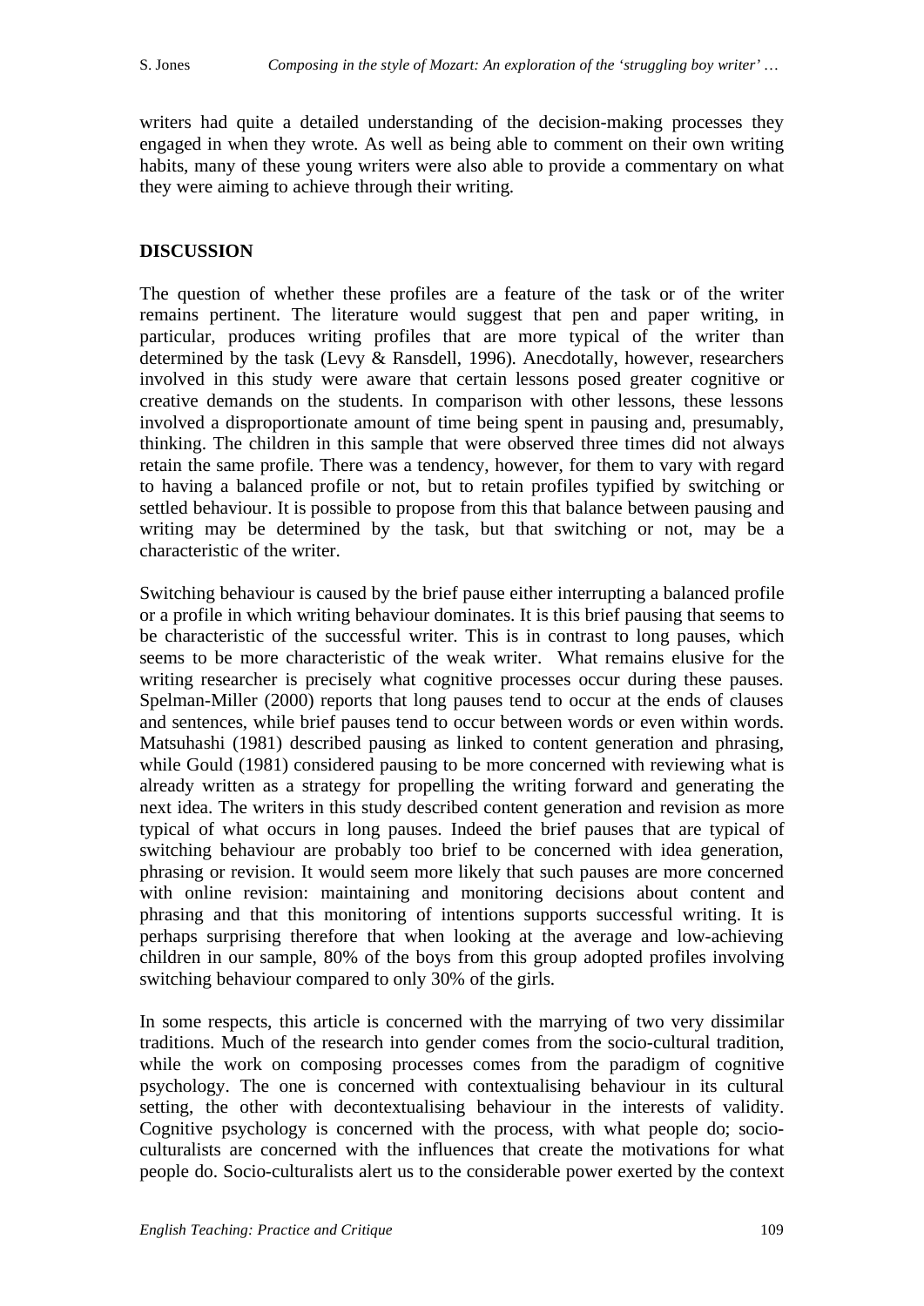writers had quite a detailed understanding of the decision-making processes they engaged in when they wrote. As well as being able to comment on their own writing habits, many of these young writers were also able to provide a commentary on what they were aiming to achieve through their writing.

## DISCUSSION

The question of whether these profiles are a feature of the task or of the writer remains pertinent. The literature would suggest that pen and paper writing, in particular, produces writing profiles that are more typical of the writer than determined by the task (Levy & Ransdell, 1996). Anecdotally, however, researchers involved in this study were aware that certain lessons posed greater cognitive or creative demands on the students. In comparison with other lessons, these lessons involved a disproportionate amount of time being spent in pausing and, presumably, thinking. The children in this sample that were observed three times did not always retain the same profile. There was a tendency, however, for them to vary with regard to having a balanced profile or not, but to retain profiles typified by switching or settled behaviour. It is possible to propose from this that balance between pausing and writing may be determined by the task, but that switching or not, may be a characteristic of the writer.

Switching behaviour is caused by the brief pause either interrupting a balanced profile or a profile in which writing behaviour dominates. It is this brief pausing that seems to be characteristic of the successful writer. This is in contrast to long pauses, which seems to be more characteristic of the weak writer. What remains elusive for the writing researcher is precisely what cognitive processes occur during these pauses. Spelman-Miller (2000) reports that long pauses tend to occur at the ends of clauses and sentences, while brief pauses tend to occur between words or even within words. Matsuhashi (1981) described pausing as linked to content generation and phrasing, while Gould (1981) considered pausing to be more concerned with reviewing what is already written as a strategy for propelling the writing forward and generating the next idea. The writers in this study described content generation and revision as more typical of what occurs in long pauses. Indeed the brief pauses that are typical of switching behaviour are probably too brief to be concerned with idea generation, phrasing or revision. It would seem more likely that such pauses are more concerned with online revision: maintaining and monitoring decisions about content and phrasing and that this monitoring of intentions supports successful writing. It is perhaps surprising therefore that when looking at the average and low-achieving children in our sample, 80% of the boys from this group adopted profiles involving switching behaviour compared to only 30% of the girls.

In some respects, this article is concerned with the marrying of two very dissimilar traditions. Much of the research into gender comes from the socio-cultural tradition, while the work on composing processes comes from the paradigm of cognitive psychology. The one is concerned with contextualising behaviour in its cultural setting, the other with decontextualising behaviour in the interests of validity. Cognitive psychology is concerned with the process, with what people do; socio-culturalists are concerned with the influences that create the motivations for what people do. Socio-culturalists alert us to the considerable power exerted by the context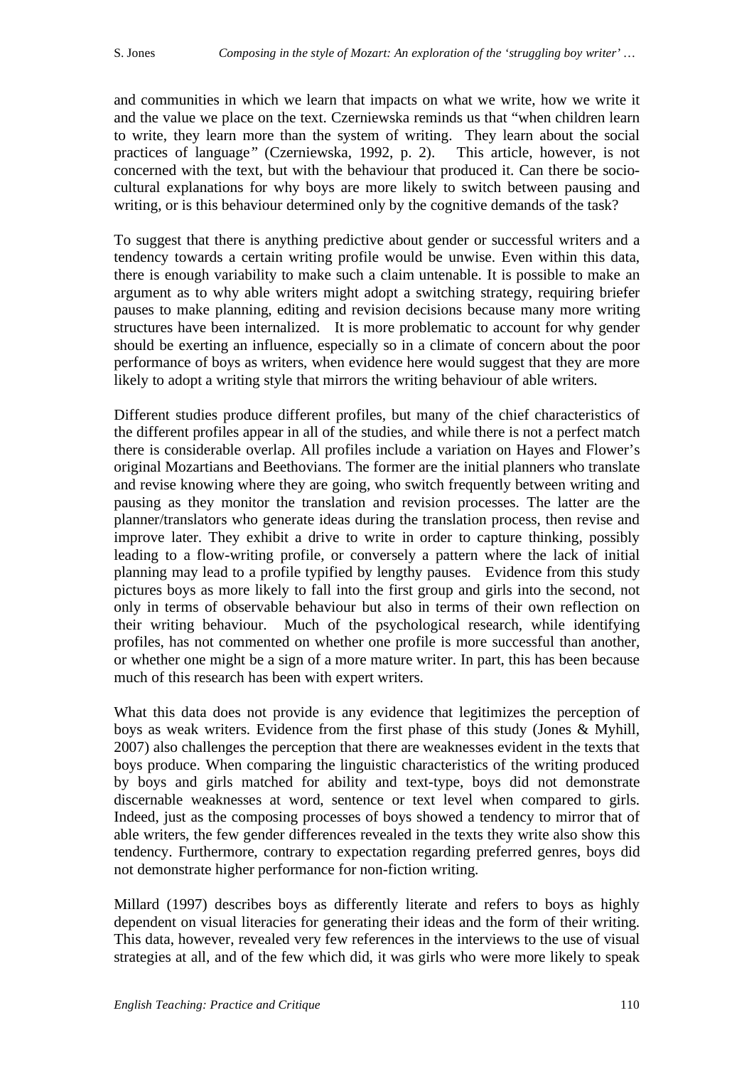and communities in which we learn that impacts on what we write, how we write it and the value we place on the text. Czerniewska reminds us that "when children learn to write, they learn more than the system of writing. They learn about the social practices of language" (Czerniewska, 1992, p. 2). This article, however, is not concerned with the text, but with the behaviour that produced it. Can there be socio-cultural explanations for why boys are more likely to switch between pausing and writing, or is this behaviour determined only by the cognitive demands of the task?

To suggest that there is anything predictive about gender or successful writers and a tendency towards a certain writing profile would be unwise. Even within this data, there is enough variability to make such a claim untenable. It is possible to make an argument as to why able writers might adopt a switching strategy, requiring briefer pauses to make planning, editing and revision decisions because many more writing structures have been internalized. It is more problematic to account for why gender should be exerting an influence, especially so in a climate of concern about the poor performance of boys as writers, when evidence here would suggest that they are more likely to adopt a writing style that mirrors the writing behaviour of able writers.

Different studies produce different profiles, but many of the chief characteristics of the different profiles appear in all of the studies, and while there is not a perfect match there is considerable overlap. All profiles include a variation on Hayes and Flower's original Mozartians and Beethovians. The former are the initial planners who translate and revise knowing where they are going, who switch frequently between writing and pausing as they monitor the translation and revision processes. The latter are the planner/translators who generate ideas during the translation process, then revise and improve later. They exhibit a drive to write in order to capture thinking, possibly leading to a flow-writing profile, or conversely a pattern where the lack of initial planning may lead to a profile typified by lengthy pauses. Evidence from this study pictures boys as more likely to fall into the first group and girls into the second, not only in terms of observable behaviour but also in terms of their own reflection on their writing behaviour. Much of the psychological research, while identifying profiles, has not commented on whether one profile is more successful than another, or whether one might be a sign of a more mature writer. In part, this has been because much of this research has been with expert writers.

What this data does not provide is any evidence that legitimizes the perception of boys as weak writers. Evidence from the first phase of this study (Jones & Myhill, 2007) also challenges the perception that there are weaknesses evident in the texts that boys produce. When comparing the linguistic characteristics of the writing produced by boys and girls matched for ability and text-type, boys did not demonstrate discernable weaknesses at word, sentence or text level when compared to girls. Indeed, just as the composing processes of boys showed a tendency to mirror that of able writers, the few gender differences revealed in the texts they write also show this tendency. Furthermore, contrary to expectation regarding preferred genres, boys did not demonstrate higher performance for non-fiction writing.

Millard (1997) describes boys as differently literate and refers to boys as highly dependent on visual literacies for generating their ideas and the form of their writing. This data, however, revealed very few references in the interviews to the use of visual strategies at all, and of the few which did, it was girls who were more likely to speak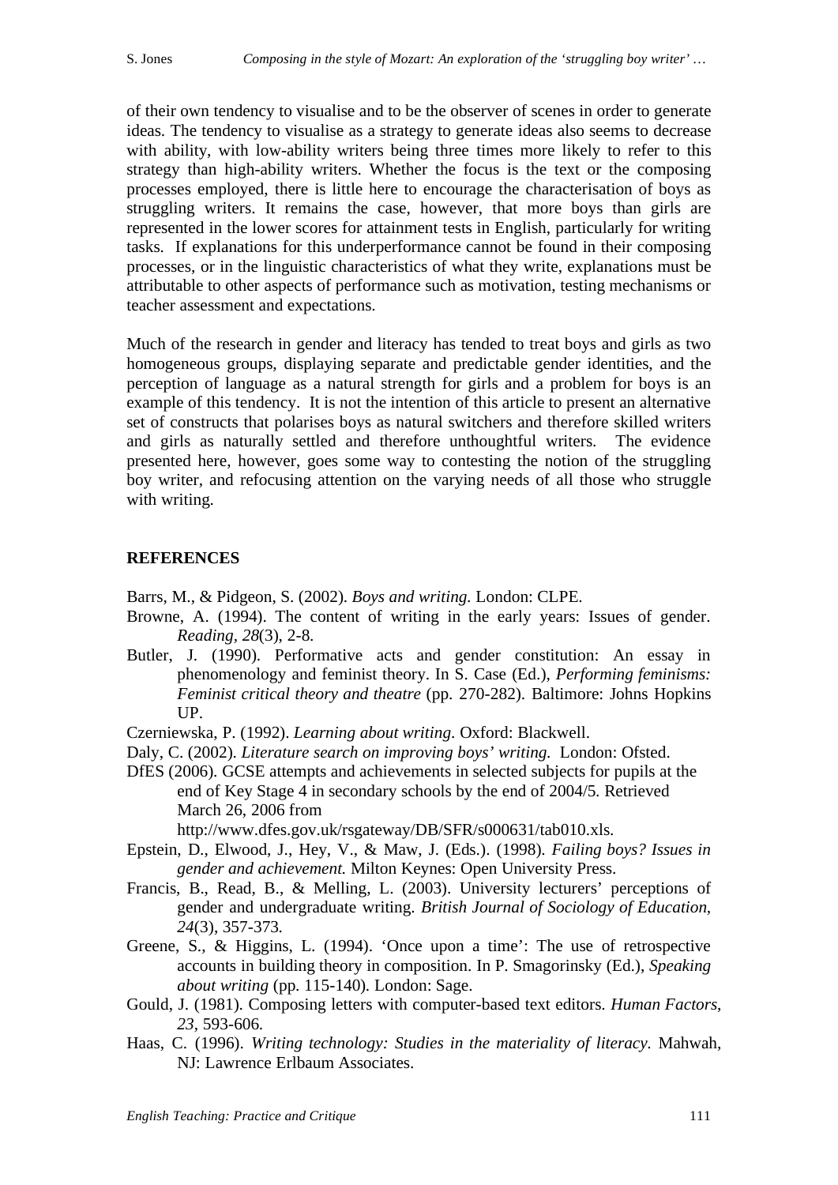of their own tendency to visualise and to be the observer of scenes in order to generate ideas. The tendency to visualise as a strategy to generate ideas also seems to decrease with ability, with low-ability writers being three times more likely to refer to this strategy than high-ability writers. Whether the focus is the text or the composing processes employed, there is little here to encourage the characterisation of boys as struggling writers. It remains the case, however, that more boys than girls are represented in the lower scores for attainment tests in English, particularly for writing tasks. If explanations for this underperformance cannot be found in their composing processes, or in the linguistic characteristics of what they write, explanations must be attributable to other aspects of performance such as motivation, testing mechanisms or teacher assessment and expectations.

Much of the research in gender and literacy has tended to treat boys and girls as two homogeneous groups, displaying separate and predictable gender identities, and the perception of language as a natural strength for girls and a problem for boys is an example of this tendency. It is not the intention of this article to present an alternative set of constructs that polarises boys as natural switchers and therefore skilled writers and girls as naturally settled and therefore unthoughtful writers. The evidence presented here, however, goes some way to contesting the notion of the struggling boy writer, and refocusing attention on the varying needs of all those who struggle with writing.

## REFERENCES

Barrs, M., & Pidgeon, S. (2002). *Boys and writing.* London: CLPE.

Browne, A. (1994). The content of writing in the early years: Issues of gender. *Reading, 28*(3), 2-8.

Butler, J. (1990). Performative acts and gender constitution: An essay in phenomenology and feminist theory. In S. Case (Ed.), *Performing feminisms: Feminist critical theory and theatre* (pp. 270-282). Baltimore: Johns Hopkins UP.

Czerniewska, P. (1992). *Learning about writing*. Oxford: Blackwell.

Daly, C. (2002). *Literature search on improving boys' writing.* London: Ofsted.

DfES (2006). GCSE attempts and achievements in selected subjects for pupils at the end of Key Stage 4 in secondary schools by the end of 2004/5. Retrieved March 26, 2006 from http://www.dfes.gov.uk/rsgateway/DB/SFR/s000631/tab010.xls.

Epstein, D., Elwood, J., Hey, V., & Maw, J. (Eds.). (1998). *Failing boys? Issues in gender and achievement.* Milton Keynes: Open University Press.

Francis, B., Read, B., & Melling, L. (2003). University lecturers' perceptions of gender and undergraduate writing. *British Journal of Sociology of Education, 24*(3), 357-373.

Greene, S., & Higgins, L. (1994). 'Once upon a time': The use of retrospective accounts in building theory in composition. In P. Smagorinsky (Ed.), *Speaking about writing* (pp. 115-140). London: Sage.

Gould, J. (1981). Composing letters with computer-based text editors. *Human Factors, 23*, 593-606.

Haas, C. (1996). *Writing technology: Studies in the materiality of literacy*. Mahwah, NJ: Lawrence Erlbaum Associates.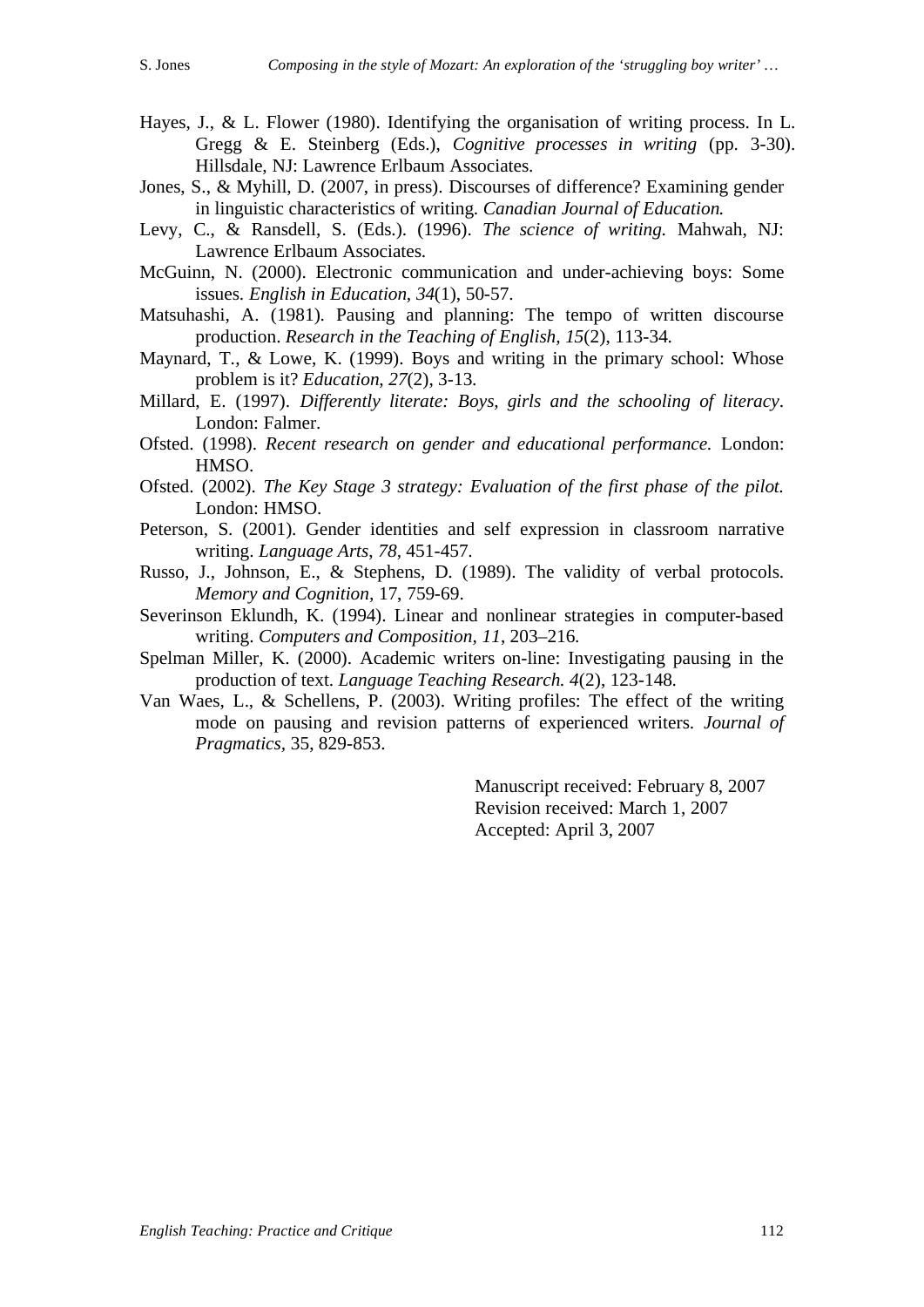Hayes, J., & L. Flower (1980). Identifying the organisation of writing process. In L. Gregg & E. Steinberg (Eds.), *Cognitive processes in writing* (pp. 3-30). Hillsdale, NJ: Lawrence Erlbaum Associates.

Jones, S., & Myhill, D. (2007, in press). Discourses of difference? Examining gender in linguistic characteristics of writing. *Canadian Journal of Education.*

Levy, C., & Ransdell, S. (Eds.). (1996). *The science of writing.* Mahwah, NJ: Lawrence Erlbaum Associates.

McGuinn, N. (2000). Electronic communication and under-achieving boys: Some issues. *English in Education*, *34*(1), 50-57.

Matsuhashi, A. (1981). Pausing and planning: The tempo of written discourse production. *Research in the Teaching of English, 15*(2), 113-34.

Maynard, T., & Lowe, K. (1999). Boys and writing in the primary school: Whose problem is it? *Education, 27*(2), 3-13.

Millard, E. (1997). *Differently literate: Boys, girls and the schooling of literacy*. London: Falmer.

Ofsted. (1998). *Recent research on gender and educational performance.* London: HMSO.

Ofsted. (2002). *The Key Stage 3 strategy: Evaluation of the first phase of the pilot.* London: HMSO.

Peterson, S. (2001). Gender identities and self expression in classroom narrative writing. *Language Arts*, *78*, 451-457.

Russo, J., Johnson, E., & Stephens, D. (1989). The validity of verbal protocols. *Memory and Cognition,* 17, 759-69.

Severinson Eklundh, K. (1994). Linear and nonlinear strategies in computer-based writing. *Computers and Composition, 11*, 203–216.

Spelman Miller, K. (2000). Academic writers on-line: Investigating pausing in the production of text. *Language Teaching Research. 4*(2), 123-148.

Van Waes, L., & Schellens, P. (2003). Writing profiles: The effect of the writing mode on pausing and revision patterns of experienced writers. *Journal of Pragmatics,* 35, 829-853.

Manuscript received: February 8, 2007
Revision received: March 1, 2007
Accepted: April 3, 2007